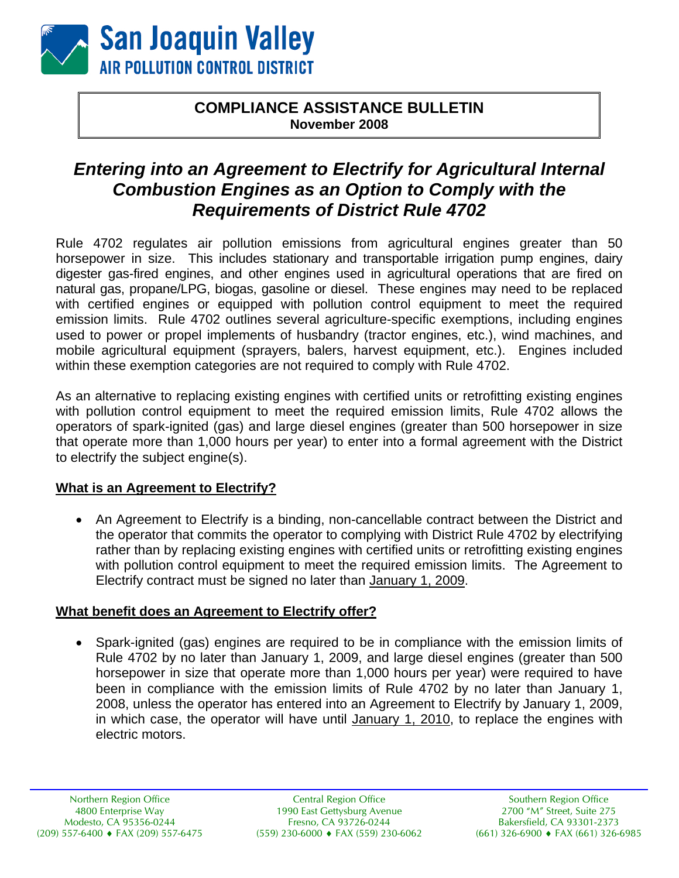San Joaquin Valley
AIR POLLUTION CONTROL DISTRICT

**COMPLIANCE ASSISTANCE BULLETIN**
**November 2008**

# *Entering into an Agreement to Electrify for Agricultural Internal Combustion Engines as an Option to Comply with the Requirements of District Rule 4702*

Rule 4702 regulates air pollution emissions from agricultural engines greater than 50 horsepower in size. This includes stationary and transportable irrigation pump engines, dairy digester gas-fired engines, and other engines used in agricultural operations that are fired on natural gas, propane/LPG, biogas, gasoline or diesel. These engines may need to be replaced with certified engines or equipped with pollution control equipment to meet the required emission limits. Rule 4702 outlines several agriculture-specific exemptions, including engines used to power or propel implements of husbandry (tractor engines, etc.), wind machines, and mobile agricultural equipment (sprayers, balers, harvest equipment, etc.). Engines included within these exemption categories are not required to comply with Rule 4702.

As an alternative to replacing existing engines with certified units or retrofitting existing engines with pollution control equipment to meet the required emission limits, Rule 4702 allows the operators of spark-ignited (gas) and large diesel engines (greater than 500 horsepower in size that operate more than 1,000 hours per year) to enter into a formal agreement with the District to electrify the subject engine(s).

## What is an Agreement to Electrify?

- An Agreement to Electrify is a binding, non-cancellable contract between the District and the operator that commits the operator to complying with District Rule 4702 by electrifying rather than by replacing existing engines with certified units or retrofitting existing engines with pollution control equipment to meet the required emission limits. The Agreement to Electrify contract must be signed no later than January 1, 2009.

## What benefit does an Agreement to Electrify offer?

- Spark-ignited (gas) engines are required to be in compliance with the emission limits of Rule 4702 by no later than January 1, 2009, and large diesel engines (greater than 500 horsepower in size that operate more than 1,000 hours per year) were required to have been in compliance with the emission limits of Rule 4702 by no later than January 1, 2008, unless the operator has entered into an Agreement to Electrify by January 1, 2009, in which case, the operator will have until January 1, 2010, to replace the engines with electric motors.

Northern Region Office
4800 Enterprise Way
Modesto, CA 95356-0244
(209) 557-6400 ♦ FAX (209) 557-6475

Central Region Office
1990 East Gettysburg Avenue
Fresno, CA 93726-0244
(559) 230-6000 ♦ FAX (559) 230-6062

Southern Region Office
2700 "M" Street, Suite 275
Bakersfield, CA 93301-2373
(661) 326-6900 ♦ FAX (661) 326-6985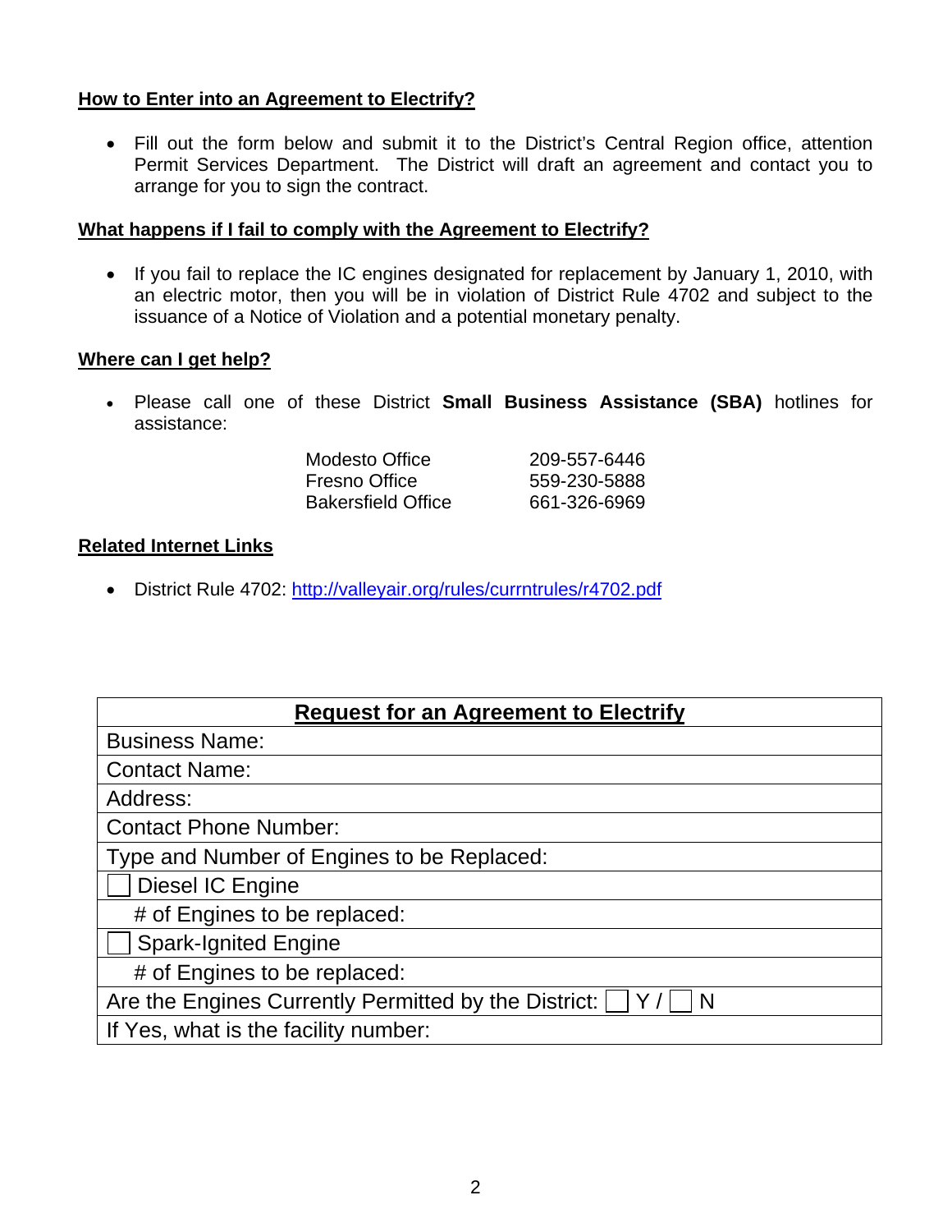**How to Enter into an Agreement to Electrify?**

- Fill out the form below and submit it to the District's Central Region office, attention Permit Services Department. The District will draft an agreement and contact you to arrange for you to sign the contract.

**What happens if I fail to comply with the Agreement to Electrify?**

- If you fail to replace the IC engines designated for replacement by January 1, 2010, with an electric motor, then you will be in violation of District Rule 4702 and subject to the issuance of a Notice of Violation and a potential monetary penalty.

**Where can I get help?**

- Please call one of these District **Small Business Assistance (SBA)** hotlines for assistance:

| | |
|---|---|
| Modesto Office | 209-557-6446 |
| Fresno Office | 559-230-5888 |
| Bakersfield Office | 661-326-6969 |

**Related Internet Links**

- District Rule 4702: http://valleyair.org/rules/currntrules/r4702.pdf

| **Request for an Agreement to Electrify** |
|---|
| Business Name: |
| Contact Name: |
| Address: |
| Contact Phone Number: |
| Type and Number of Engines to be Replaced: |
| ☐ Diesel IC Engine |
| # of Engines to be replaced: |
| ☐ Spark-Ignited Engine |
| # of Engines to be replaced: |
| Are the Engines Currently Permitted by the District: ☐ Y / ☐ N |
| If Yes, what is the facility number: |